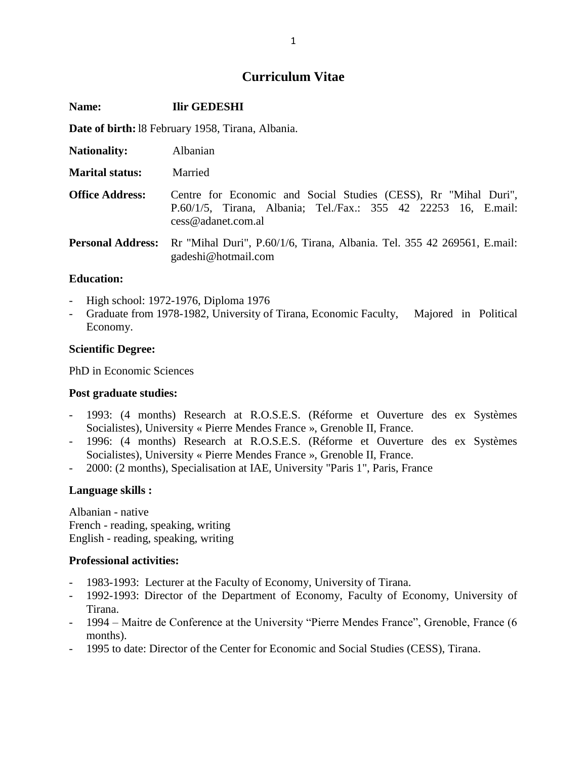# Curriculum Vitae

**Name:** **Ilir GEDESHI**

**Date of birth:** l8 February 1958, Tirana, Albania.

**Nationality:** Albanian

**Marital status:** Married

**Office Address:** Centre for Economic and Social Studies (CESS), Rr "Mihal Duri", P.60/1/5, Tirana, Albania; Tel./Fax.: 355 42 22253 16, E.mail: cess@adanet.com.al

**Personal Address:** Rr "Mihal Duri", P.60/1/6, Tirana, Albania. Tel. 355 42 269561, E.mail: gadeshi@hotmail.com

### Education:

- High school: 1972-1976, Diploma 1976
- Graduate from 1978-1982, University of Tirana, Economic Faculty, Majored in Political Economy.

### Scientific Degree:

PhD in Economic Sciences

### Post graduate studies:

- 1993: (4 months) Research at R.O.S.E.S. (Réforme et Ouverture des ex Systèmes Socialistes), University « Pierre Mendes France », Grenoble II, France.
- 1996: (4 months) Research at R.O.S.E.S. (Réforme et Ouverture des ex Systèmes Socialistes), University « Pierre Mendes France », Grenoble II, France.
- 2000: (2 months), Specialisation at IAE, University "Paris 1", Paris, France

### Language skills :

Albanian - native
French - reading, speaking, writing
English - reading, speaking, writing

### Professional activities:

- 1983-1993: Lecturer at the Faculty of Economy, University of Tirana.
- 1992-1993: Director of the Department of Economy, Faculty of Economy, University of Tirana.
- 1994 – Maitre de Conference at the University "Pierre Mendes France", Grenoble, France (6 months).
- 1995 to date: Director of the Center for Economic and Social Studies (CESS), Tirana.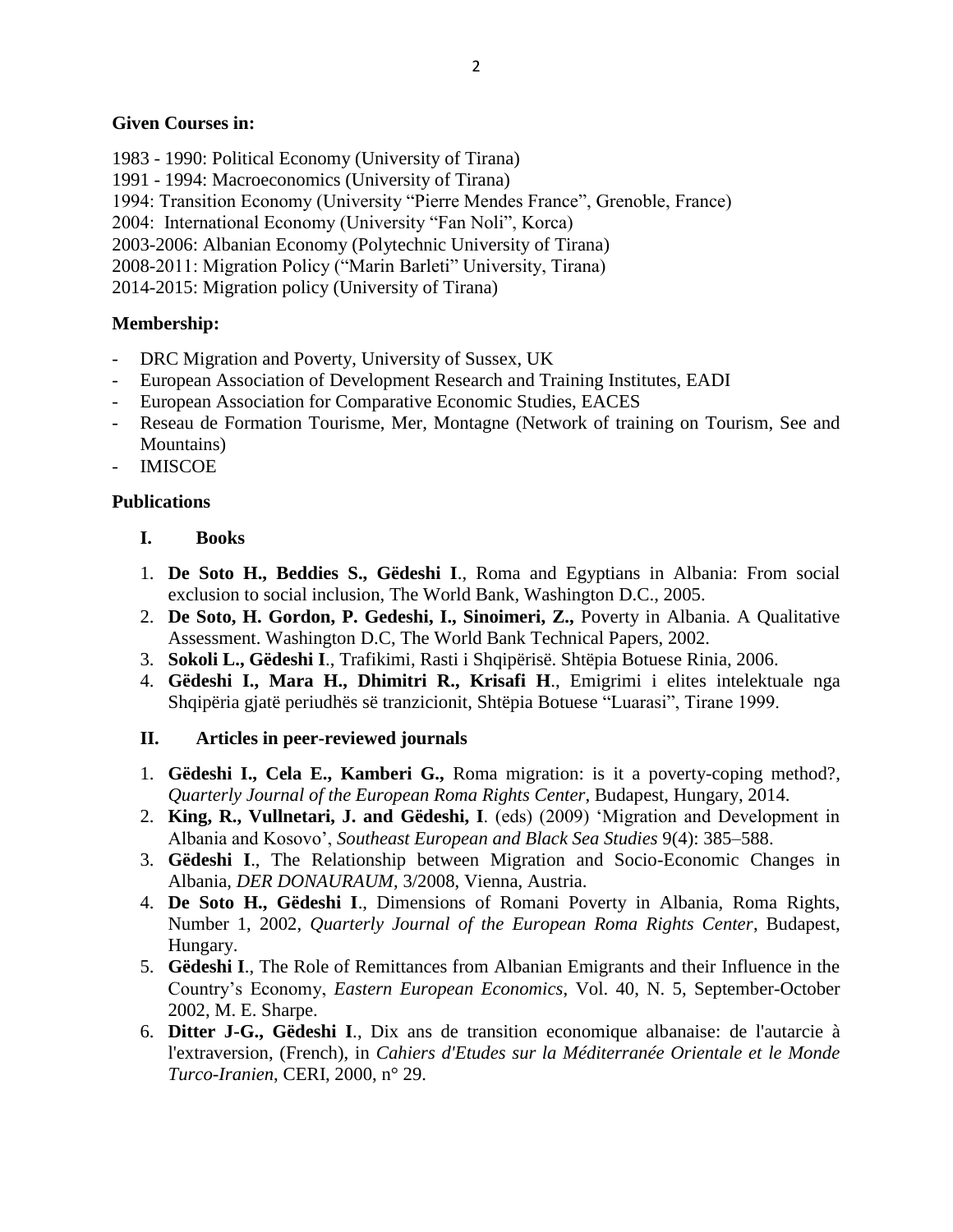**Given Courses in:**

1983 - 1990: Political Economy (University of Tirana)
1991 - 1994: Macroeconomics (University of Tirana)
1994: Transition Economy (University "Pierre Mendes France", Grenoble, France)
2004: International Economy (University "Fan Noli", Korca)
2003-2006: Albanian Economy (Polytechnic University of Tirana)
2008-2011: Migration Policy ("Marin Barleti" University, Tirana)
2014-2015: Migration policy (University of Tirana)

**Membership:**

- DRC Migration and Poverty, University of Sussex, UK
- European Association of Development Research and Training Institutes, EADI
- European Association for Comparative Economic Studies, EACES
- Reseau de Formation Tourisme, Mer, Montagne (Network of training on Tourism, See and Mountains)
- IMISCOE

**Publications**

**I. Books**

1. **De Soto H., Beddies S., Gëdeshi I**., Roma and Egyptians in Albania: From social exclusion to social inclusion, The World Bank, Washington D.C., 2005.
2. **De Soto, H. Gordon, P. Gedeshi, I., Sinoimeri, Z.,** Poverty in Albania. A Qualitative Assessment. Washington D.C, The World Bank Technical Papers, 2002.
3. **Sokoli L., Gëdeshi I**., Trafikimi, Rasti i Shqipërisë. Shtëpia Botuese Rinia, 2006.
4. **Gëdeshi I., Mara H., Dhimitri R., Krisafi H**., Emigrimi i elites intelektuale nga Shqipëria gjatë periudhës së tranzicionit, Shtëpia Botuese "Luarasi", Tirane 1999.

**II. Articles in peer-reviewed journals**

1. **Gëdeshi I., Cela E., Kamberi G.,** Roma migration: is it a poverty-coping method?, *Quarterly Journal of the European Roma Rights Center*, Budapest, Hungary, 2014.
2. **King, R., Vullnetari, J. and Gëdeshi, I**. (eds) (2009) 'Migration and Development in Albania and Kosovo', *Southeast European and Black Sea Studies* 9(4): 385–588.
3. **Gëdeshi I**., The Relationship between Migration and Socio-Economic Changes in Albania, *DER DONAURAUM*, 3/2008, Vienna, Austria.
4. **De Soto H., Gëdeshi I**., Dimensions of Romani Poverty in Albania, Roma Rights, Number 1, 2002, *Quarterly Journal of the European Roma Rights Center*, Budapest, Hungary.
5. **Gëdeshi I**., The Role of Remittances from Albanian Emigrants and their Influence in the Country's Economy, *Eastern European Economics*, Vol. 40, N. 5, September-October 2002, M. E. Sharpe.
6. **Ditter J-G., Gëdeshi I**., Dix ans de transition economique albanaise: de l'autarcie à l'extraversion, (French), in *Cahiers d'Etudes sur la Méditerranée Orientale et le Monde Turco-Iranien*, CERI, 2000, n° 29.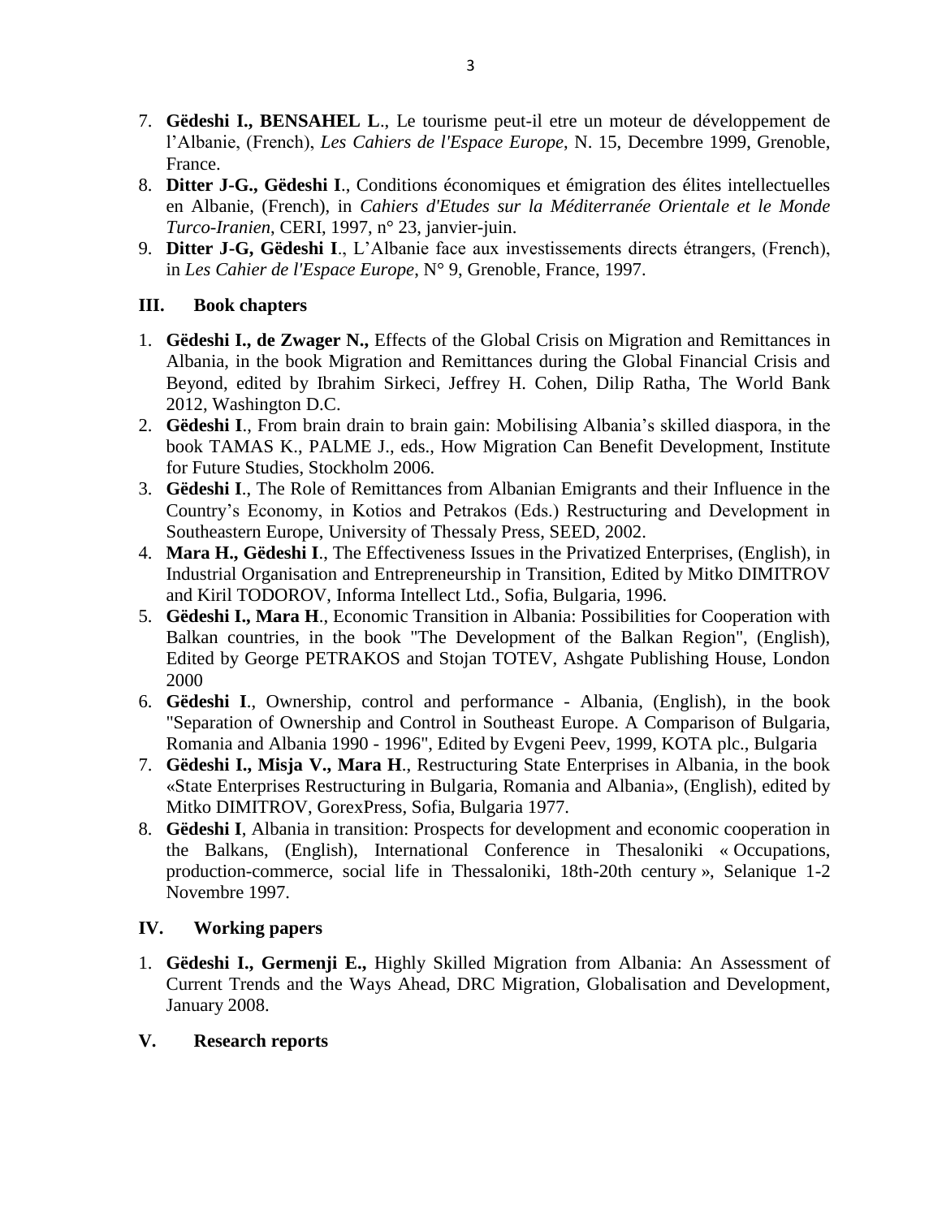7. **Gëdeshi I., BENSAHEL L**., Le tourisme peut-il etre un moteur de développement de l'Albanie, (French), *Les Cahiers de l'Espace Europe*, N. 15, Decembre 1999, Grenoble, France.
8. **Ditter J-G., Gëdeshi I**., Conditions économiques et émigration des élites intellectuelles en Albanie, (French), in *Cahiers d'Etudes sur la Méditerranée Orientale et le Monde Turco-Iranien*, CERI, 1997, n° 23, janvier-juin.
9. **Ditter J-G, Gëdeshi I**., L'Albanie face aux investissements directs étrangers, (French), in *Les Cahier de l'Espace Europe*, N° 9, Grenoble, France, 1997.

### III. Book chapters

1. **Gëdeshi I., de Zwager N.,** Effects of the Global Crisis on Migration and Remittances in Albania, in the book Migration and Remittances during the Global Financial Crisis and Beyond, edited by Ibrahim Sirkeci, Jeffrey H. Cohen, Dilip Ratha, The World Bank 2012, Washington D.C.
2. **Gëdeshi I**., From brain drain to brain gain: Mobilising Albania's skilled diaspora, in the book TAMAS K., PALME J., eds., How Migration Can Benefit Development, Institute for Future Studies, Stockholm 2006.
3. **Gëdeshi I**., The Role of Remittances from Albanian Emigrants and their Influence in the Country's Economy, in Kotios and Petrakos (Eds.) Restructuring and Development in Southeastern Europe, University of Thessaly Press, SEED, 2002.
4. **Mara H., Gëdeshi I**., The Effectiveness Issues in the Privatized Enterprises, (English), in Industrial Organisation and Entrepreneurship in Transition, Edited by Mitko DIMITROV and Kiril TODOROV, Informa Intellect Ltd., Sofia, Bulgaria, 1996.
5. **Gëdeshi I., Mara H**., Economic Transition in Albania: Possibilities for Cooperation with Balkan countries, in the book "The Development of the Balkan Region", (English), Edited by George PETRAKOS and Stojan TOTEV, Ashgate Publishing House, London 2000
6. **Gëdeshi I**., Ownership, control and performance - Albania, (English), in the book "Separation of Ownership and Control in Southeast Europe. A Comparison of Bulgaria, Romania and Albania 1990 - 1996", Edited by Evgeni Peev, 1999, KOTA plc., Bulgaria
7. **Gëdeshi I., Misja V., Mara H**., Restructuring State Enterprises in Albania, in the book «State Enterprises Restructuring in Bulgaria, Romania and Albania», (English), edited by Mitko DIMITROV, GorexPress, Sofia, Bulgaria 1977.
8. **Gëdeshi I**, Albania in transition: Prospects for development and economic cooperation in the Balkans, (English), International Conference in Thesaloniki « Occupations, production-commerce, social life in Thessaloniki, 18th-20th century », Selanique 1-2 Novembre 1997.

### IV. Working papers

1. **Gëdeshi I., Germenji E.,** Highly Skilled Migration from Albania: An Assessment of Current Trends and the Ways Ahead, DRC Migration, Globalisation and Development, January 2008.

### V. Research reports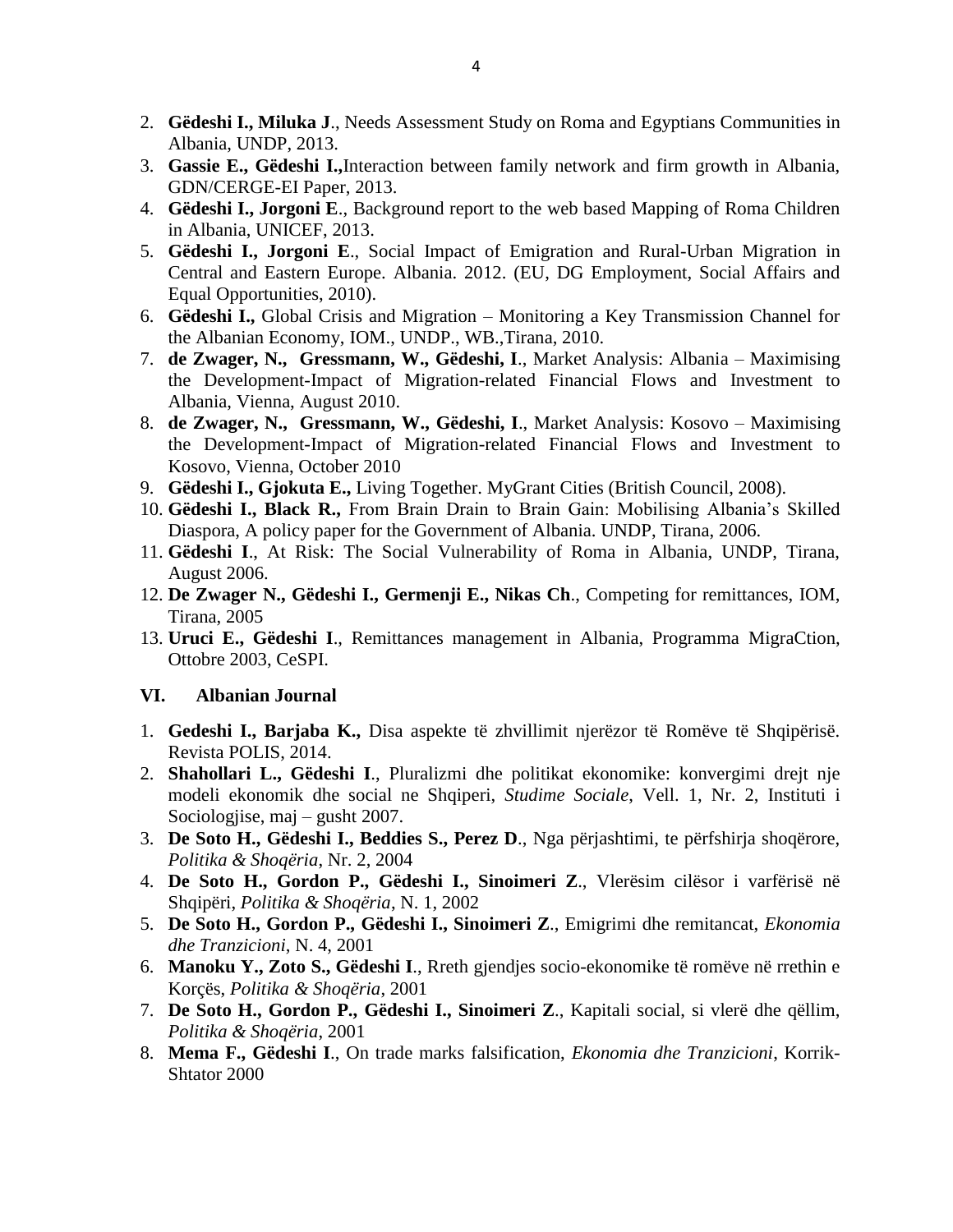2. **Gëdeshi I., Miluka J**., Needs Assessment Study on Roma and Egyptians Communities in Albania, UNDP, 2013.
3. **Gassie E., Gëdeshi I.,**Interaction between family network and firm growth in Albania, GDN/CERGE-EI Paper, 2013.
4. **Gëdeshi I., Jorgoni E**., Background report to the web based Mapping of Roma Children in Albania, UNICEF, 2013.
5. **Gëdeshi I., Jorgoni E**., Social Impact of Emigration and Rural-Urban Migration in Central and Eastern Europe. Albania. 2012. (EU, DG Employment, Social Affairs and Equal Opportunities, 2010).
6. **Gëdeshi I.,** Global Crisis and Migration – Monitoring a Key Transmission Channel for the Albanian Economy, IOM., UNDP., WB.,Tirana, 2010.
7. **de Zwager, N., Gressmann, W., Gëdeshi, I**., Market Analysis: Albania – Maximising the Development-Impact of Migration-related Financial Flows and Investment to Albania, Vienna, August 2010.
8. **de Zwager, N., Gressmann, W., Gëdeshi, I**., Market Analysis: Kosovo – Maximising the Development-Impact of Migration-related Financial Flows and Investment to Kosovo, Vienna, October 2010
9. **Gëdeshi I., Gjokuta E.,** Living Together. MyGrant Cities (British Council, 2008).
10. **Gëdeshi I., Black R.,** From Brain Drain to Brain Gain: Mobilising Albania's Skilled Diaspora, A policy paper for the Government of Albania. UNDP, Tirana, 2006.
11. **Gëdeshi I**., At Risk: The Social Vulnerability of Roma in Albania, UNDP, Tirana, August 2006.
12. **De Zwager N., Gëdeshi I., Germenji E., Nikas Ch**., Competing for remittances, IOM, Tirana, 2005
13. **Uruci E., Gëdeshi I**., Remittances management in Albania, Programma MigraCtion, Ottobre 2003, CeSPI.

### VI. Albanian Journal

1. **Gedeshi I., Barjaba K.,** Disa aspekte të zhvillimit njerëzor të Romëve të Shqipërisë. Revista POLIS, 2014.
2. **Shahollari L., Gëdeshi I**., Pluralizmi dhe politikat ekonomike: konvergimi drejt nje modeli ekonomik dhe social ne Shqiperi, *Studime Sociale*, Vell. 1, Nr. 2, Instituti i Sociologjise, maj – gusht 2007.
3. **De Soto H., Gëdeshi I., Beddies S., Perez D**., Nga përjashtimi, te përfshirja shoqërore, *Politika & Shoqëria*, Nr. 2, 2004
4. **De Soto H., Gordon P., Gëdeshi I., Sinoimeri Z**., Vlerësim cilësor i varfërisë në Shqipëri, *Politika & Shoqëria*, N. 1, 2002
5. **De Soto H., Gordon P., Gëdeshi I., Sinoimeri Z**., Emigrimi dhe remitancat, *Ekonomia dhe Tranzicioni*, N. 4, 2001
6. **Manoku Y., Zoto S., Gëdeshi I**., Rreth gjendjes socio-ekonomike të romëve në rrethin e Korçës, *Politika & Shoqëria*, 2001
7. **De Soto H., Gordon P., Gëdeshi I., Sinoimeri Z**., Kapitali social, si vlerë dhe qëllim, *Politika & Shoqëria*, 2001
8. **Mema F., Gëdeshi I**., On trade marks falsification, *Ekonomia dhe Tranzicioni*, Korrik-Shtator 2000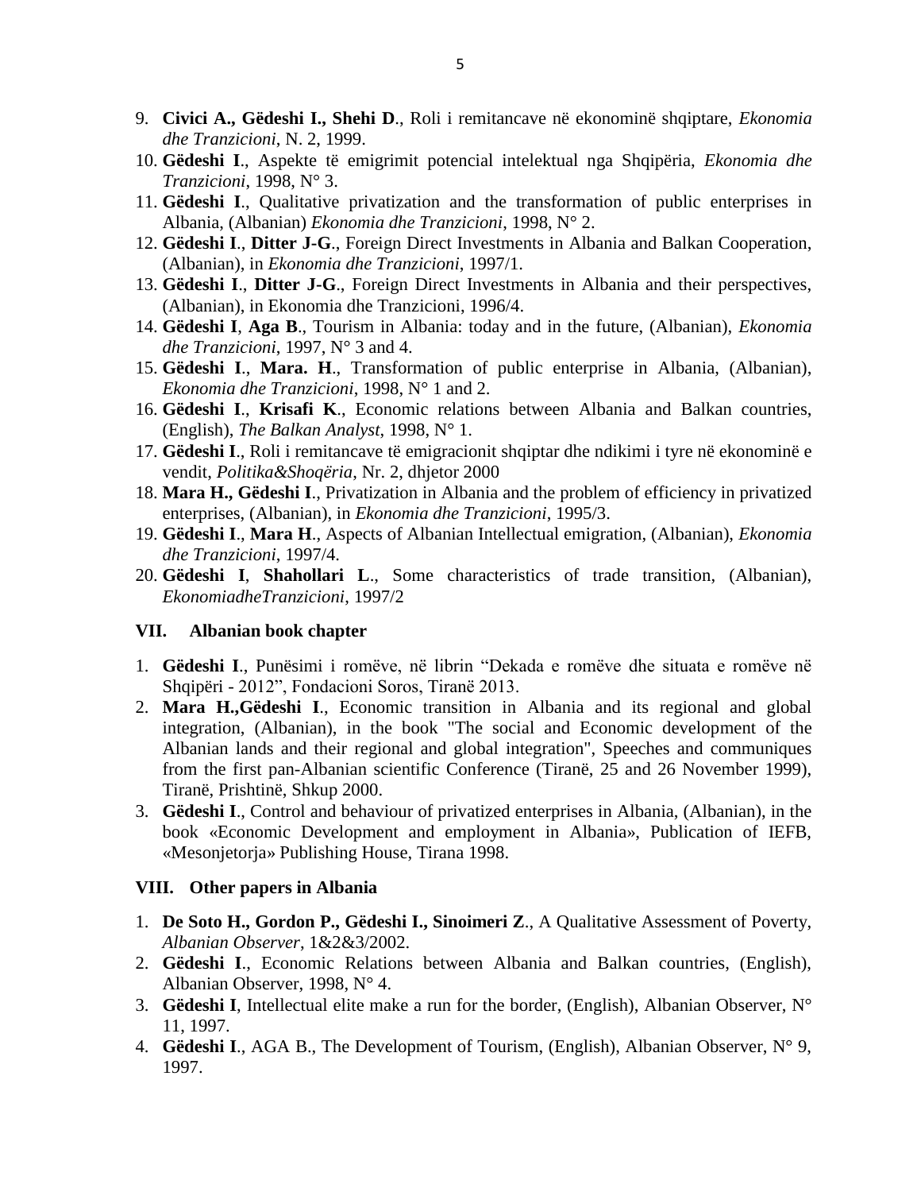9. **Civici A., Gëdeshi I., Shehi D**., Roli i remitancave në ekonominë shqiptare, *Ekonomia dhe Tranzicioni*, N. 2, 1999.
10. **Gëdeshi I**., Aspekte të emigrimit potencial intelektual nga Shqipëria, *Ekonomia dhe Tranzicioni*, 1998, N° 3.
11. **Gëdeshi I**., Qualitative privatization and the transformation of public enterprises in Albania, (Albanian) *Ekonomia dhe Tranzicioni*, 1998, N° 2.
12. **Gëdeshi I**., **Ditter J-G**., Foreign Direct Investments in Albania and Balkan Cooperation, (Albanian), in *Ekonomia dhe Tranzicioni*, 1997/1.
13. **Gëdeshi I**., **Ditter J-G**., Foreign Direct Investments in Albania and their perspectives, (Albanian), in Ekonomia dhe Tranzicioni, 1996/4.
14. **Gëdeshi I**, **Aga B**., Tourism in Albania: today and in the future, (Albanian), *Ekonomia dhe Tranzicioni*, 1997, N° 3 and 4.
15. **Gëdeshi I**., **Mara. H**., Transformation of public enterprise in Albania, (Albanian), *Ekonomia dhe Tranzicioni*, 1998, N° 1 and 2.
16. **Gëdeshi I**., **Krisafi K**., Economic relations between Albania and Balkan countries, (English), *The Balkan Analyst*, 1998, N° 1.
17. **Gëdeshi I**., Roli i remitancave të emigracionit shqiptar dhe ndikimi i tyre në ekonominë e vendit, *Politika&Shoqëria*, Nr. 2, dhjetor 2000
18. **Mara H., Gëdeshi I**., Privatization in Albania and the problem of efficiency in privatized enterprises, (Albanian), in *Ekonomia dhe Tranzicioni*, 1995/3.
19. **Gëdeshi I**., **Mara H**., Aspects of Albanian Intellectual emigration, (Albanian), *Ekonomia dhe Tranzicioni*, 1997/4.
20. **Gëdeshi I**, **Shahollari L**., Some characteristics of trade transition, (Albanian), *EkonomiadheTranzicioni*, 1997/2

### VII. Albanian book chapter

1. **Gëdeshi I**., Punësimi i romëve, në librin "Dekada e romëve dhe situata e romëve në Shqipëri - 2012", Fondacioni Soros, Tiranë 2013.
2. **Mara H.,Gëdeshi I**., Economic transition in Albania and its regional and global integration, (Albanian), in the book "The social and Economic development of the Albanian lands and their regional and global integration", Speeches and communiques from the first pan-Albanian scientific Conference (Tiranë, 25 and 26 November 1999), Tiranë, Prishtinë, Shkup 2000.
3. **Gëdeshi I**., Control and behaviour of privatized enterprises in Albania, (Albanian), in the book «Economic Development and employment in Albania», Publication of IEFB, «Mesonjetorja» Publishing House, Tirana 1998.

### VIII. Other papers in Albania

1. **De Soto H., Gordon P., Gëdeshi I., Sinoimeri Z**., A Qualitative Assessment of Poverty, *Albanian Observer*, 1&2&3/2002.
2. **Gëdeshi I**., Economic Relations between Albania and Balkan countries, (English), Albanian Observer, 1998, N° 4.
3. **Gëdeshi I**, Intellectual elite make a run for the border, (English), Albanian Observer, N° 11, 1997.
4. **Gëdeshi I**., AGA B., The Development of Tourism, (English), Albanian Observer, N° 9, 1997.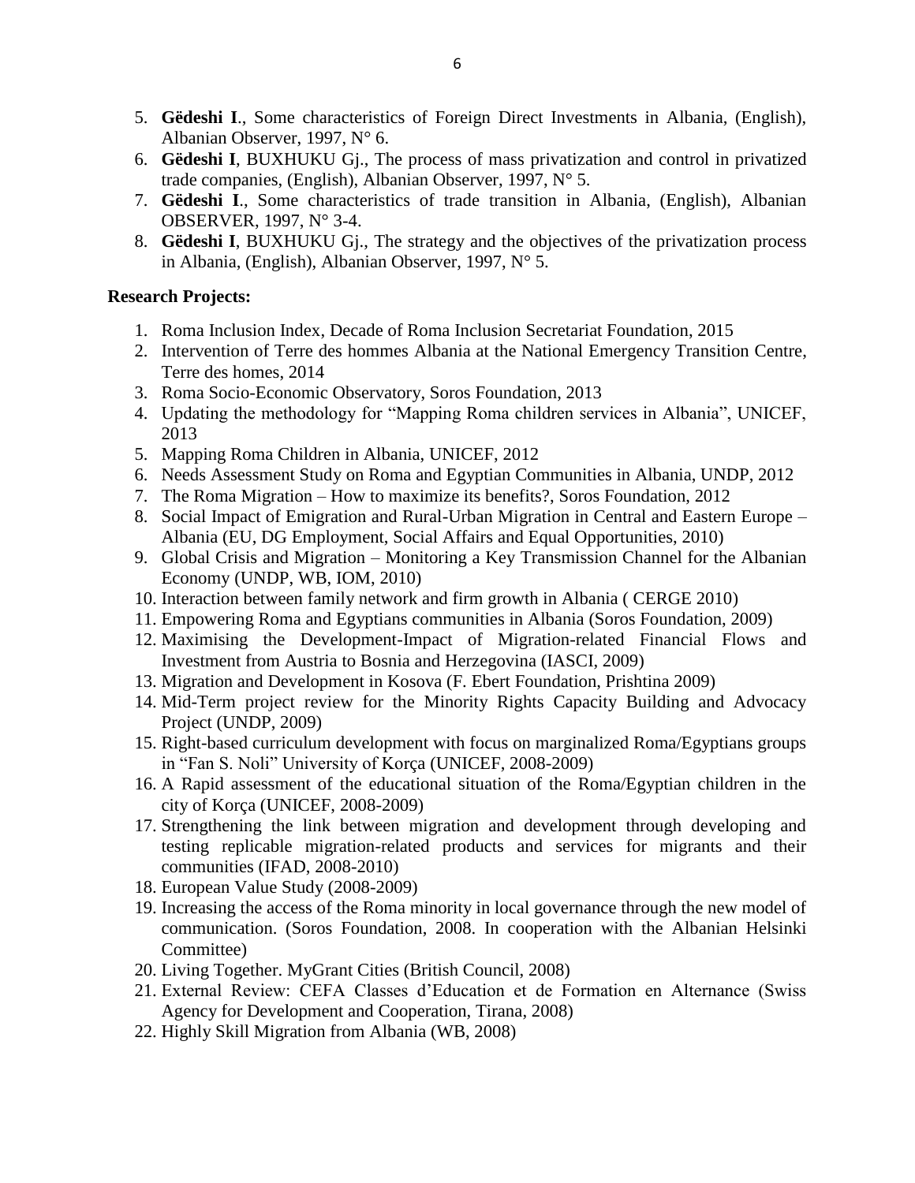5. **Gëdeshi I**., Some characteristics of Foreign Direct Investments in Albania, (English), Albanian Observer, 1997, N° 6.
6. **Gëdeshi I**, BUXHUKU Gj., The process of mass privatization and control in privatized trade companies, (English), Albanian Observer, 1997, N° 5.
7. **Gëdeshi I**., Some characteristics of trade transition in Albania, (English), Albanian OBSERVER, 1997, N° 3-4.
8. **Gëdeshi I**, BUXHUKU Gj., The strategy and the objectives of the privatization process in Albania, (English), Albanian Observer, 1997, N° 5.

**Research Projects:**

1. Roma Inclusion Index, Decade of Roma Inclusion Secretariat Foundation, 2015
2. Intervention of Terre des hommes Albania at the National Emergency Transition Centre, Terre des homes, 2014
3. Roma Socio-Economic Observatory, Soros Foundation, 2013
4. Updating the methodology for "Mapping Roma children services in Albania", UNICEF, 2013
5. Mapping Roma Children in Albania, UNICEF, 2012
6. Needs Assessment Study on Roma and Egyptian Communities in Albania, UNDP, 2012
7. The Roma Migration – How to maximize its benefits?, Soros Foundation, 2012
8. Social Impact of Emigration and Rural-Urban Migration in Central and Eastern Europe – Albania (EU, DG Employment, Social Affairs and Equal Opportunities, 2010)
9. Global Crisis and Migration – Monitoring a Key Transmission Channel for the Albanian Economy (UNDP, WB, IOM, 2010)
10. Interaction between family network and firm growth in Albania ( CERGE 2010)
11. Empowering Roma and Egyptians communities in Albania (Soros Foundation, 2009)
12. Maximising the Development-Impact of Migration-related Financial Flows and Investment from Austria to Bosnia and Herzegovina (IASCI, 2009)
13. Migration and Development in Kosova (F. Ebert Foundation, Prishtina 2009)
14. Mid-Term project review for the Minority Rights Capacity Building and Advocacy Project (UNDP, 2009)
15. Right-based curriculum development with focus on marginalized Roma/Egyptians groups in "Fan S. Noli" University of Korça (UNICEF, 2008-2009)
16. A Rapid assessment of the educational situation of the Roma/Egyptian children in the city of Korça (UNICEF, 2008-2009)
17. Strengthening the link between migration and development through developing and testing replicable migration-related products and services for migrants and their communities (IFAD, 2008-2010)
18. European Value Study (2008-2009)
19. Increasing the access of the Roma minority in local governance through the new model of communication. (Soros Foundation, 2008. In cooperation with the Albanian Helsinki Committee)
20. Living Together. MyGrant Cities (British Council, 2008)
21. External Review: CEFA Classes d'Education et de Formation en Alternance (Swiss Agency for Development and Cooperation, Tirana, 2008)
22. Highly Skill Migration from Albania (WB, 2008)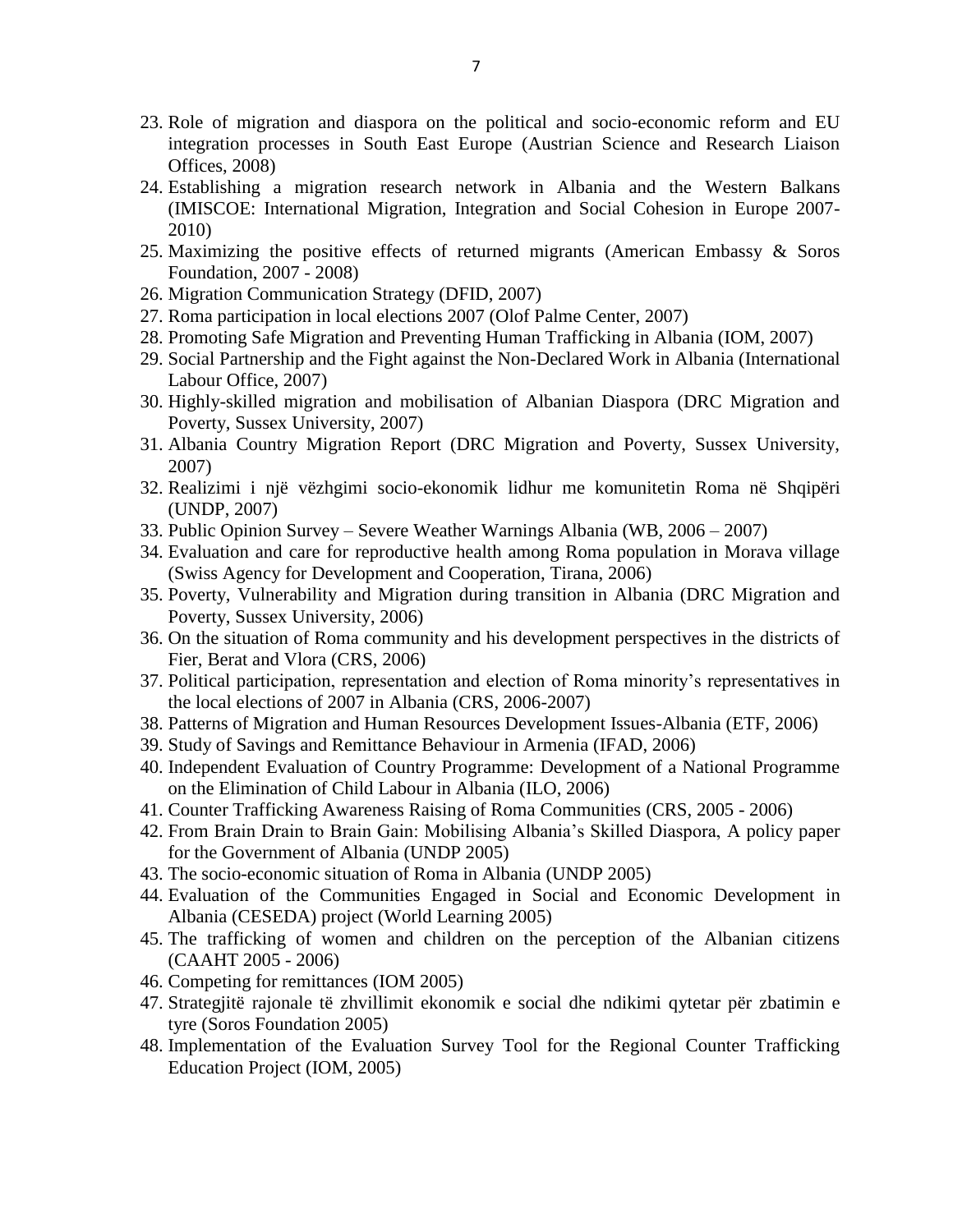23. Role of migration and diaspora on the political and socio-economic reform and EU integration processes in South East Europe (Austrian Science and Research Liaison Offices, 2008)
24. Establishing a migration research network in Albania and the Western Balkans (IMISCOE: International Migration, Integration and Social Cohesion in Europe 2007-2010)
25. Maximizing the positive effects of returned migrants (American Embassy & Soros Foundation, 2007 - 2008)
26. Migration Communication Strategy (DFID, 2007)
27. Roma participation in local elections 2007 (Olof Palme Center, 2007)
28. Promoting Safe Migration and Preventing Human Trafficking in Albania (IOM, 2007)
29. Social Partnership and the Fight against the Non-Declared Work in Albania (International Labour Office, 2007)
30. Highly-skilled migration and mobilisation of Albanian Diaspora (DRC Migration and Poverty, Sussex University, 2007)
31. Albania Country Migration Report (DRC Migration and Poverty, Sussex University, 2007)
32. Realizimi i një vëzhgimi socio-ekonomik lidhur me komunitetin Roma në Shqipëri (UNDP, 2007)
33. Public Opinion Survey – Severe Weather Warnings Albania (WB, 2006 – 2007)
34. Evaluation and care for reproductive health among Roma population in Morava village (Swiss Agency for Development and Cooperation, Tirana, 2006)
35. Poverty, Vulnerability and Migration during transition in Albania (DRC Migration and Poverty, Sussex University, 2006)
36. On the situation of Roma community and his development perspectives in the districts of Fier, Berat and Vlora (CRS, 2006)
37. Political participation, representation and election of Roma minority's representatives in the local elections of 2007 in Albania (CRS, 2006-2007)
38. Patterns of Migration and Human Resources Development Issues-Albania (ETF, 2006)
39. Study of Savings and Remittance Behaviour in Armenia (IFAD, 2006)
40. Independent Evaluation of Country Programme: Development of a National Programme on the Elimination of Child Labour in Albania (ILO, 2006)
41. Counter Trafficking Awareness Raising of Roma Communities (CRS, 2005 - 2006)
42. From Brain Drain to Brain Gain: Mobilising Albania's Skilled Diaspora, A policy paper for the Government of Albania (UNDP 2005)
43. The socio-economic situation of Roma in Albania (UNDP 2005)
44. Evaluation of the Communities Engaged in Social and Economic Development in Albania (CESEDA) project (World Learning 2005)
45. The trafficking of women and children on the perception of the Albanian citizens (CAAHT 2005 - 2006)
46. Competing for remittances (IOM 2005)
47. Strategjitë rajonale të zhvillimit ekonomik e social dhe ndikimi qytetar për zbatimin e tyre (Soros Foundation 2005)
48. Implementation of the Evaluation Survey Tool for the Regional Counter Trafficking Education Project (IOM, 2005)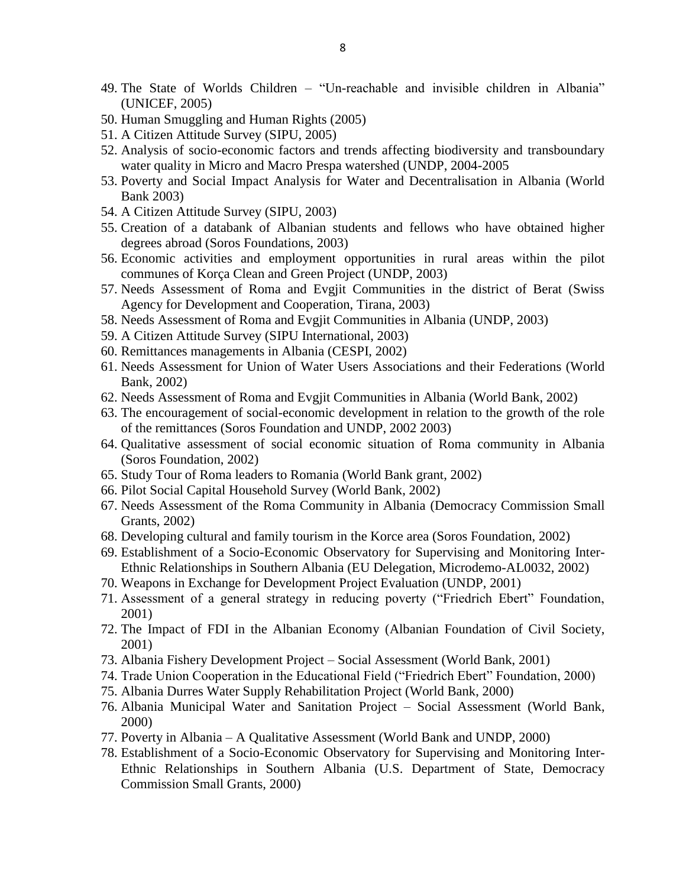49. The State of Worlds Children – "Un-reachable and invisible children in Albania" (UNICEF, 2005)
50. Human Smuggling and Human Rights (2005)
51. A Citizen Attitude Survey (SIPU, 2005)
52. Analysis of socio-economic factors and trends affecting biodiversity and transboundary water quality in Micro and Macro Prespa watershed (UNDP, 2004-2005
53. Poverty and Social Impact Analysis for Water and Decentralisation in Albania (World Bank 2003)
54. A Citizen Attitude Survey (SIPU, 2003)
55. Creation of a databank of Albanian students and fellows who have obtained higher degrees abroad (Soros Foundations, 2003)
56. Economic activities and employment opportunities in rural areas within the pilot communes of Korça Clean and Green Project (UNDP, 2003)
57. Needs Assessment of Roma and Evgjit Communities in the district of Berat (Swiss Agency for Development and Cooperation, Tirana, 2003)
58. Needs Assessment of Roma and Evgjit Communities in Albania (UNDP, 2003)
59. A Citizen Attitude Survey (SIPU International, 2003)
60. Remittances managements in Albania (CESPI, 2002)
61. Needs Assessment for Union of Water Users Associations and their Federations (World Bank, 2002)
62. Needs Assessment of Roma and Evgjit Communities in Albania (World Bank, 2002)
63. The encouragement of social-economic development in relation to the growth of the role of the remittances (Soros Foundation and UNDP, 2002 2003)
64. Qualitative assessment of social economic situation of Roma community in Albania (Soros Foundation, 2002)
65. Study Tour of Roma leaders to Romania (World Bank grant, 2002)
66. Pilot Social Capital Household Survey (World Bank, 2002)
67. Needs Assessment of the Roma Community in Albania (Democracy Commission Small Grants, 2002)
68. Developing cultural and family tourism in the Korce area (Soros Foundation, 2002)
69. Establishment of a Socio-Economic Observatory for Supervising and Monitoring Inter-Ethnic Relationships in Southern Albania (EU Delegation, Microdemo-AL0032, 2002)
70. Weapons in Exchange for Development Project Evaluation (UNDP, 2001)
71. Assessment of a general strategy in reducing poverty ("Friedrich Ebert" Foundation, 2001)
72. The Impact of FDI in the Albanian Economy (Albanian Foundation of Civil Society, 2001)
73. Albania Fishery Development Project – Social Assessment (World Bank, 2001)
74. Trade Union Cooperation in the Educational Field ("Friedrich Ebert" Foundation, 2000)
75. Albania Durres Water Supply Rehabilitation Project (World Bank, 2000)
76. Albania Municipal Water and Sanitation Project – Social Assessment (World Bank, 2000)
77. Poverty in Albania – A Qualitative Assessment (World Bank and UNDP, 2000)
78. Establishment of a Socio-Economic Observatory for Supervising and Monitoring Inter-Ethnic Relationships in Southern Albania (U.S. Department of State, Democracy Commission Small Grants, 2000)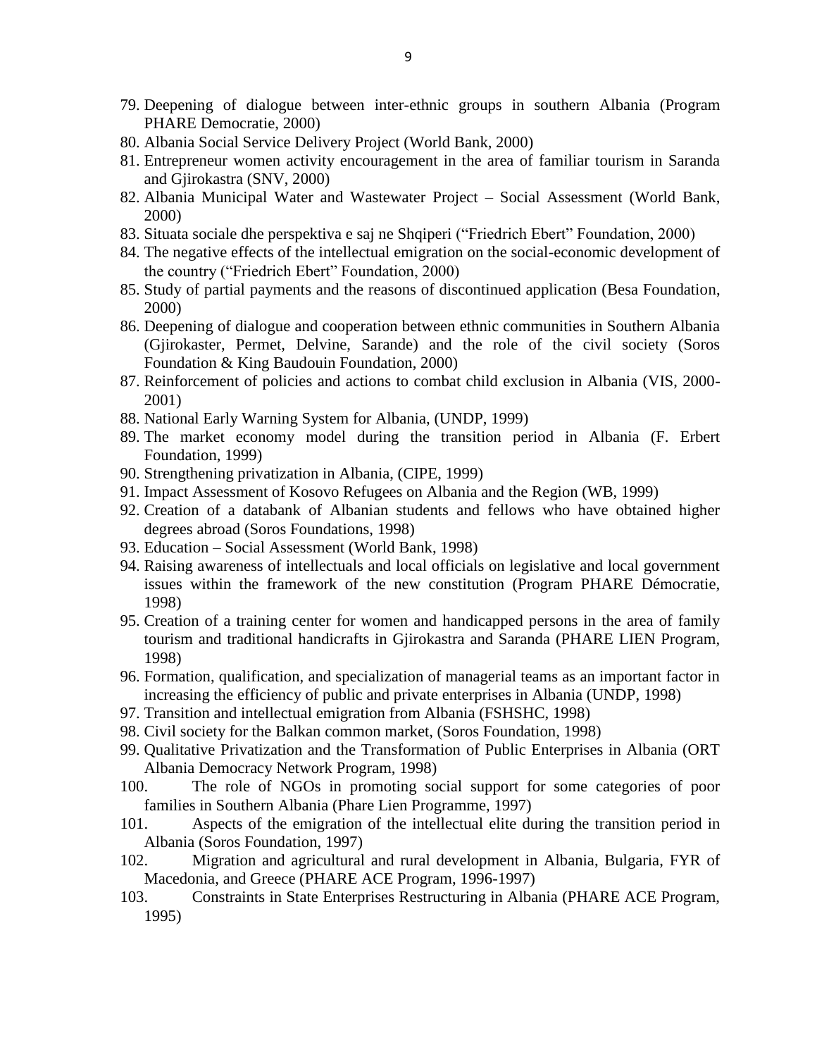79. Deepening of dialogue between inter-ethnic groups in southern Albania (Program PHARE Democratie, 2000)
80. Albania Social Service Delivery Project (World Bank, 2000)
81. Entrepreneur women activity encouragement in the area of familiar tourism in Saranda and Gjirokastra (SNV, 2000)
82. Albania Municipal Water and Wastewater Project – Social Assessment (World Bank, 2000)
83. Situata sociale dhe perspektiva e saj ne Shqiperi ("Friedrich Ebert" Foundation, 2000)
84. The negative effects of the intellectual emigration on the social-economic development of the country ("Friedrich Ebert" Foundation, 2000)
85. Study of partial payments and the reasons of discontinued application (Besa Foundation, 2000)
86. Deepening of dialogue and cooperation between ethnic communities in Southern Albania (Gjirokaster, Permet, Delvine, Sarande) and the role of the civil society (Soros Foundation & King Baudouin Foundation, 2000)
87. Reinforcement of policies and actions to combat child exclusion in Albania (VIS, 2000-2001)
88. National Early Warning System for Albania, (UNDP, 1999)
89. The market economy model during the transition period in Albania (F. Erbert Foundation, 1999)
90. Strengthening privatization in Albania, (CIPE, 1999)
91. Impact Assessment of Kosovo Refugees on Albania and the Region (WB, 1999)
92. Creation of a databank of Albanian students and fellows who have obtained higher degrees abroad (Soros Foundations, 1998)
93. Education – Social Assessment (World Bank, 1998)
94. Raising awareness of intellectuals and local officials on legislative and local government issues within the framework of the new constitution (Program PHARE Démocratie, 1998)
95. Creation of a training center for women and handicapped persons in the area of family tourism and traditional handicrafts in Gjirokastra and Saranda (PHARE LIEN Program, 1998)
96. Formation, qualification, and specialization of managerial teams as an important factor in increasing the efficiency of public and private enterprises in Albania (UNDP, 1998)
97. Transition and intellectual emigration from Albania (FSHSHC, 1998)
98. Civil society for the Balkan common market, (Soros Foundation, 1998)
99. Qualitative Privatization and the Transformation of Public Enterprises in Albania (ORT Albania Democracy Network Program, 1998)
100. The role of NGOs in promoting social support for some categories of poor families in Southern Albania (Phare Lien Programme, 1997)
101. Aspects of the emigration of the intellectual elite during the transition period in Albania (Soros Foundation, 1997)
102. Migration and agricultural and rural development in Albania, Bulgaria, FYR of Macedonia, and Greece (PHARE ACE Program, 1996-1997)
103. Constraints in State Enterprises Restructuring in Albania (PHARE ACE Program, 1995)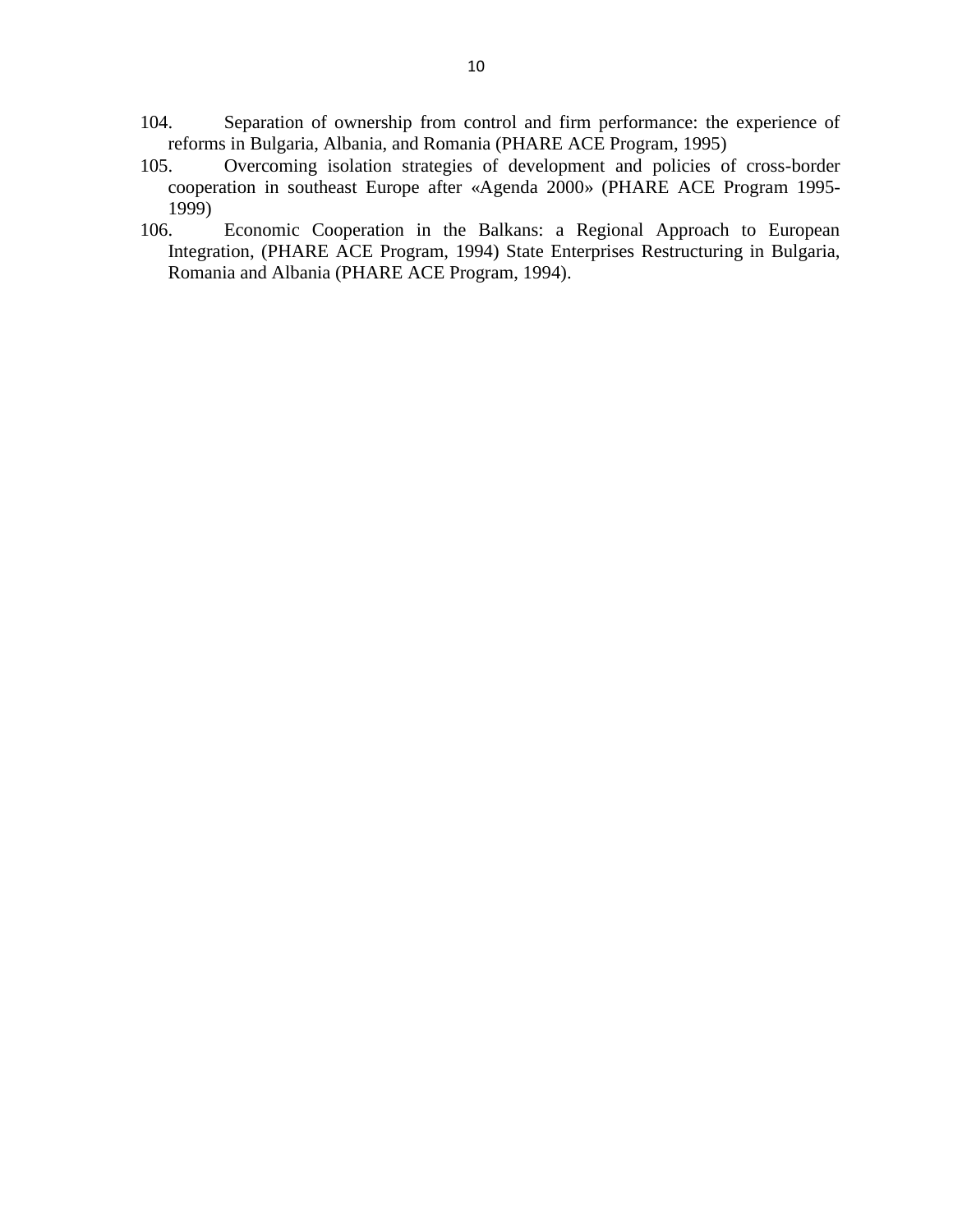104. Separation of ownership from control and firm performance: the experience of reforms in Bulgaria, Albania, and Romania (PHARE ACE Program, 1995)
105. Overcoming isolation strategies of development and policies of cross-border cooperation in southeast Europe after «Agenda 2000» (PHARE ACE Program 1995-1999)
106. Economic Cooperation in the Balkans: a Regional Approach to European Integration, (PHARE ACE Program, 1994) State Enterprises Restructuring in Bulgaria, Romania and Albania (PHARE ACE Program, 1994).